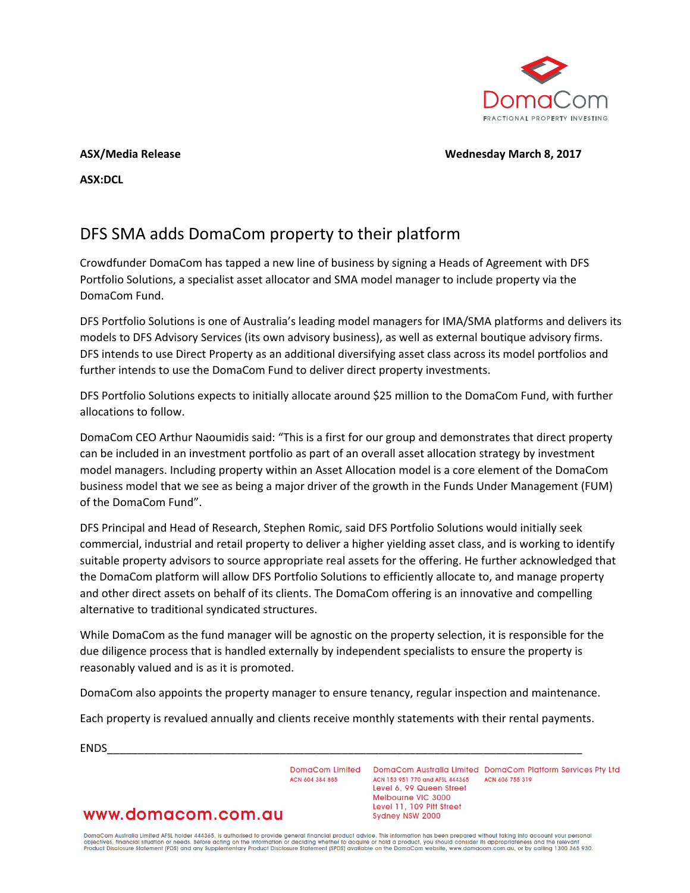DomaCom

FRACTIONAL PROPERTY INVESTING

**ASX/Media Release** **Wednesday March 8, 2017**

**ASX:DCL**

# DFS SMA adds DomaCom property to their platform

Crowdfunder DomaCom has tapped a new line of business by signing a Heads of Agreement with DFS Portfolio Solutions, a specialist asset allocator and SMA model manager to include property via the DomaCom Fund.

DFS Portfolio Solutions is one of Australia's leading model managers for IMA/SMA platforms and delivers its models to DFS Advisory Services (its own advisory business), as well as external boutique advisory firms. DFS intends to use Direct Property as an additional diversifying asset class across its model portfolios and further intends to use the DomaCom Fund to deliver direct property investments.

DFS Portfolio Solutions expects to initially allocate around $25 million to the DomaCom Fund, with further allocations to follow.

DomaCom CEO Arthur Naoumidis said: "This is a first for our group and demonstrates that direct property can be included in an investment portfolio as part of an overall asset allocation strategy by investment model managers. Including property within an Asset Allocation model is a core element of the DomaCom business model that we see as being a major driver of the growth in the Funds Under Management (FUM) of the DomaCom Fund".

DFS Principal and Head of Research, Stephen Romic, said DFS Portfolio Solutions would initially seek commercial, industrial and retail property to deliver a higher yielding asset class, and is working to identify suitable property advisors to source appropriate real assets for the offering. He further acknowledged that the DomaCom platform will allow DFS Portfolio Solutions to efficiently allocate to, and manage property and other direct assets on behalf of its clients. The DomaCom offering is an innovative and compelling alternative to traditional syndicated structures.

While DomaCom as the fund manager will be agnostic on the property selection, it is responsible for the due diligence process that is handled externally by independent specialists to ensure the property is reasonably valued and is as it is promoted.

DomaCom also appoints the property manager to ensure tenancy, regular inspection and maintenance.

Each property is revalued annually and clients receive monthly statements with their rental payments.

ENDS

DomaCom Limited
ACN 604 384 885

DomaCom Australia Limited
ACN 153 951 770 and AFSL 444365
Level 6, 99 Queen Street
Melbourne VIC 3000
Level 11, 109 Pitt Street
Sydney NSW 2000

DomaCom Platform Services Pty Ltd
ACN 606 755 319

www.domacom.com.au

DomaCom Australia Limited AFSL holder 444365, is authorised to provide general financial product advice. This information has been prepared without taking into account your personal objectives, financial situation or needs. Before acting on the information or deciding whether to acquire or hold a product, you should consider its appropriateness and the relevant Product Disclosure Statement (PDS) and any Supplementary Product Disclosure Statement (SPDS) available on the DomaCom website, www.domacom.com.au, or by calling 1300 365 930.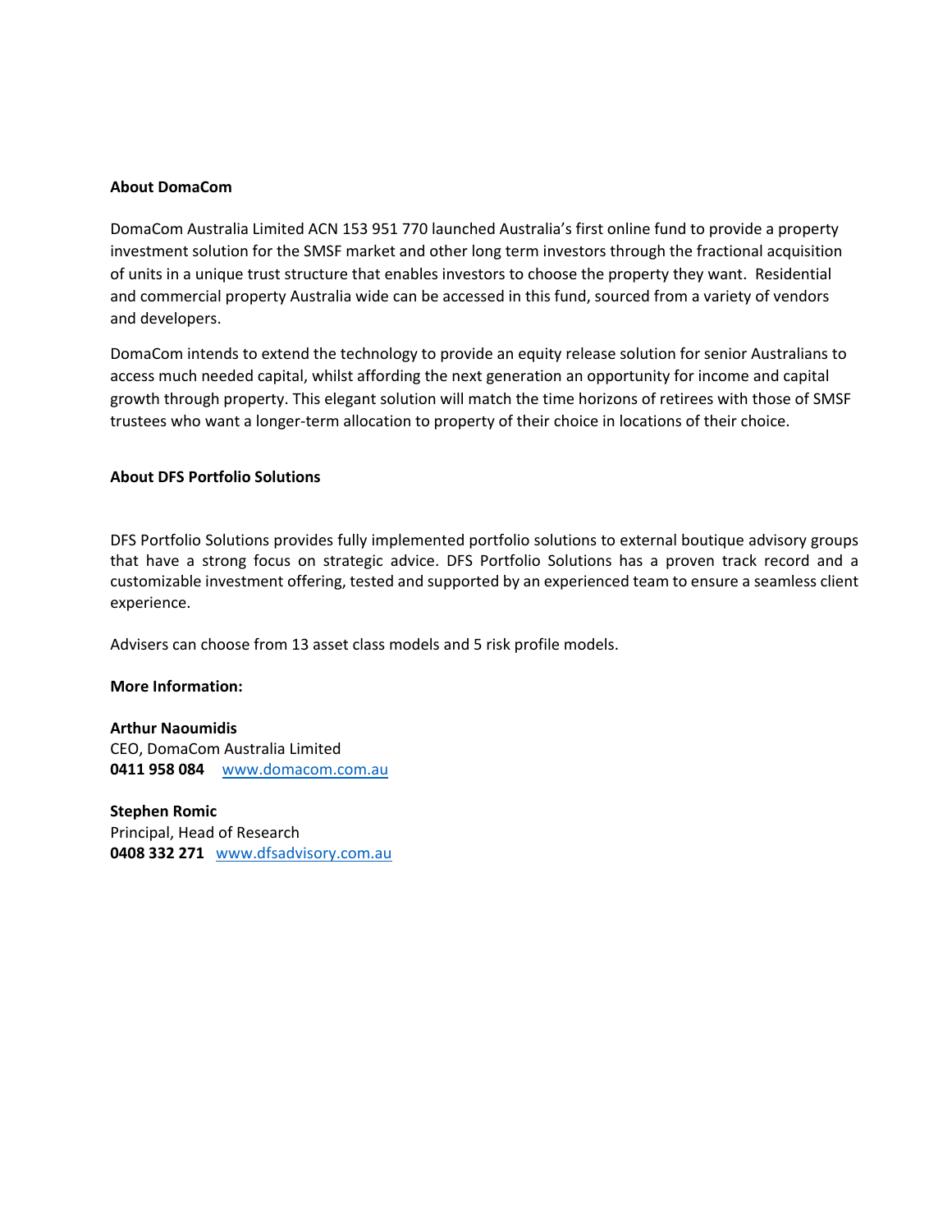**About DomaCom**

DomaCom Australia Limited ACN 153 951 770 launched Australia's first online fund to provide a property investment solution for the SMSF market and other long term investors through the fractional acquisition of units in a unique trust structure that enables investors to choose the property they want. Residential and commercial property Australia wide can be accessed in this fund, sourced from a variety of vendors and developers.

DomaCom intends to extend the technology to provide an equity release solution for senior Australians to access much needed capital, whilst affording the next generation an opportunity for income and capital growth through property. This elegant solution will match the time horizons of retirees with those of SMSF trustees who want a longer-term allocation to property of their choice in locations of their choice.

**About DFS Portfolio Solutions**

DFS Portfolio Solutions provides fully implemented portfolio solutions to external boutique advisory groups that have a strong focus on strategic advice. DFS Portfolio Solutions has a proven track record and a customizable investment offering, tested and supported by an experienced team to ensure a seamless client experience.

Advisers can choose from 13 asset class models and 5 risk profile models.

**More Information:**

**Arthur Naoumidis**
CEO, DomaCom Australia Limited
**0411 958 084** www.domacom.com.au

**Stephen Romic**
Principal, Head of Research
**0408 332 271** www.dfsadvisory.com.au